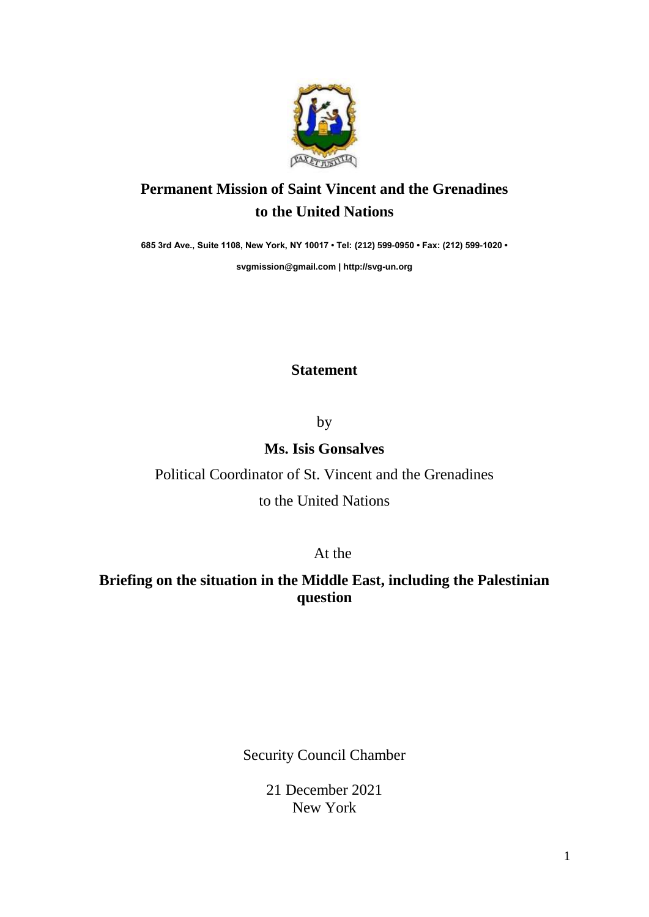# Permanent Mission of Saint Vincent and the Grenadines to the United Nations

**685 3rd Ave., Suite 1108, New York, NY 10017 • Tel: (212) 599-0950 • Fax: (212) 599-1020 •**

**svgmission@gmail.com | http://svg-un.org**

## Statement

by

**Ms. Isis Gonsalves**

Political Coordinator of St. Vincent and the Grenadines

to the United Nations

At the

**Briefing on the situation in the Middle East, including the Palestinian question**

Security Council Chamber

21 December 2021
New York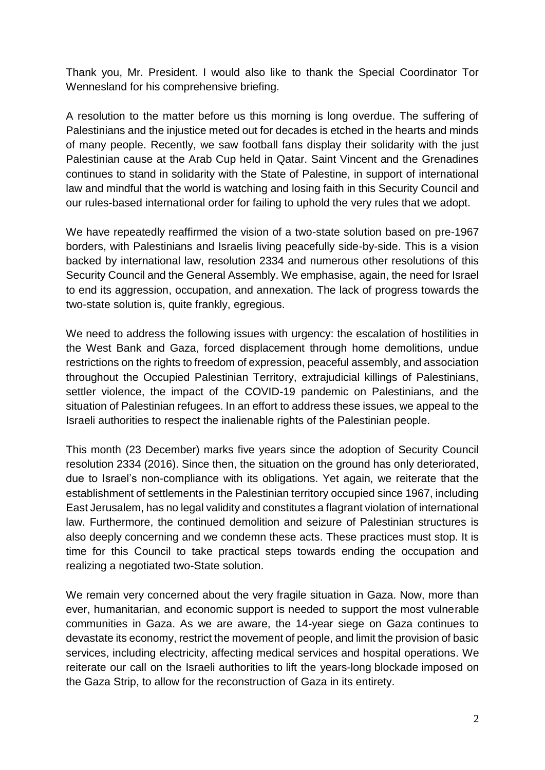Thank you, Mr. President. I would also like to thank the Special Coordinator Tor Wennesland for his comprehensive briefing.

A resolution to the matter before us this morning is long overdue. The suffering of Palestinians and the injustice meted out for decades is etched in the hearts and minds of many people. Recently, we saw football fans display their solidarity with the just Palestinian cause at the Arab Cup held in Qatar. Saint Vincent and the Grenadines continues to stand in solidarity with the State of Palestine, in support of international law and mindful that the world is watching and losing faith in this Security Council and our rules-based international order for failing to uphold the very rules that we adopt.

We have repeatedly reaffirmed the vision of a two-state solution based on pre-1967 borders, with Palestinians and Israelis living peacefully side-by-side. This is a vision backed by international law, resolution 2334 and numerous other resolutions of this Security Council and the General Assembly. We emphasise, again, the need for Israel to end its aggression, occupation, and annexation. The lack of progress towards the two-state solution is, quite frankly, egregious.

We need to address the following issues with urgency: the escalation of hostilities in the West Bank and Gaza, forced displacement through home demolitions, undue restrictions on the rights to freedom of expression, peaceful assembly, and association throughout the Occupied Palestinian Territory, extrajudicial killings of Palestinians, settler violence, the impact of the COVID-19 pandemic on Palestinians, and the situation of Palestinian refugees. In an effort to address these issues, we appeal to the Israeli authorities to respect the inalienable rights of the Palestinian people.

This month (23 December) marks five years since the adoption of Security Council resolution 2334 (2016). Since then, the situation on the ground has only deteriorated, due to Israel's non-compliance with its obligations. Yet again, we reiterate that the establishment of settlements in the Palestinian territory occupied since 1967, including East Jerusalem, has no legal validity and constitutes a flagrant violation of international law. Furthermore, the continued demolition and seizure of Palestinian structures is also deeply concerning and we condemn these acts. These practices must stop. It is time for this Council to take practical steps towards ending the occupation and realizing a negotiated two-State solution.

We remain very concerned about the very fragile situation in Gaza. Now, more than ever, humanitarian, and economic support is needed to support the most vulnerable communities in Gaza. As we are aware, the 14-year siege on Gaza continues to devastate its economy, restrict the movement of people, and limit the provision of basic services, including electricity, affecting medical services and hospital operations. We reiterate our call on the Israeli authorities to lift the years-long blockade imposed on the Gaza Strip, to allow for the reconstruction of Gaza in its entirety.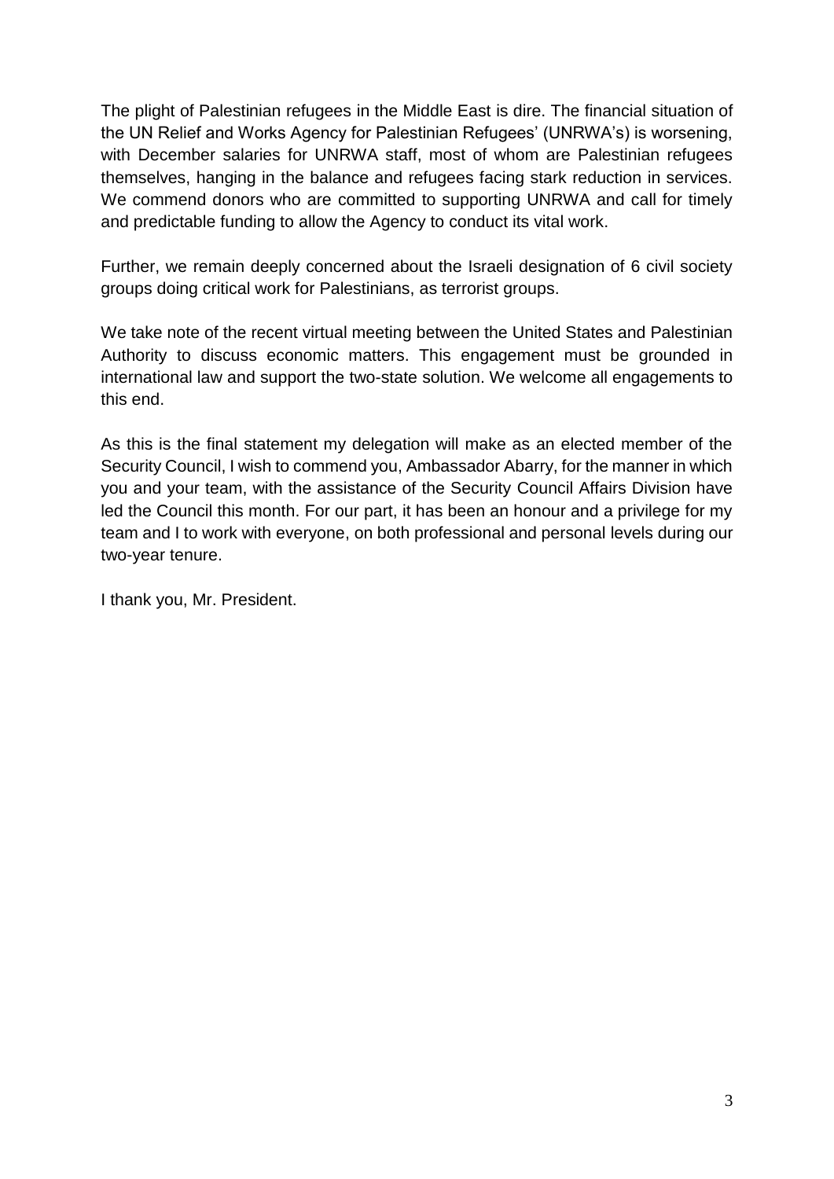The plight of Palestinian refugees in the Middle East is dire. The financial situation of the UN Relief and Works Agency for Palestinian Refugees' (UNRWA's) is worsening, with December salaries for UNRWA staff, most of whom are Palestinian refugees themselves, hanging in the balance and refugees facing stark reduction in services. We commend donors who are committed to supporting UNRWA and call for timely and predictable funding to allow the Agency to conduct its vital work.

Further, we remain deeply concerned about the Israeli designation of 6 civil society groups doing critical work for Palestinians, as terrorist groups.

We take note of the recent virtual meeting between the United States and Palestinian Authority to discuss economic matters. This engagement must be grounded in international law and support the two-state solution. We welcome all engagements to this end.

As this is the final statement my delegation will make as an elected member of the Security Council, I wish to commend you, Ambassador Abarry, for the manner in which you and your team, with the assistance of the Security Council Affairs Division have led the Council this month. For our part, it has been an honour and a privilege for my team and I to work with everyone, on both professional and personal levels during our two-year tenure.

I thank you, Mr. President.